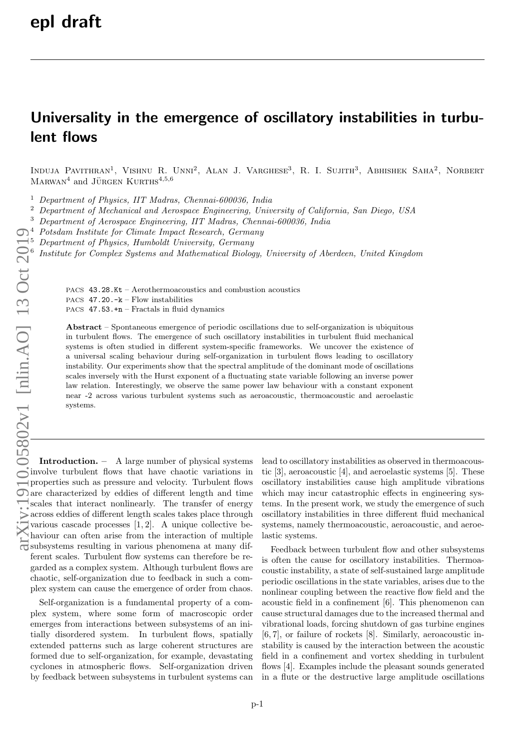# Universality in the emergence of oscillatory instabilities in turbulent flows

Induja Pavithran[1], Vishnu R. Unni[2], Alan J. Varghese[3], R. I. Sujith[3], Abhishek Saha[2], Norbert Marwan[4] and Jürgen Kurths[4,5,6]

[1] *Department of Physics, IIT Madras, Chennai-600036, India*
[2] *Department of Mechanical and Aerospace Engineering, University of California, San Diego, USA*
[3] *Department of Aerospace Engineering, IIT Madras, Chennai-600036, India*
[4] *Potsdam Institute for Climate Impact Research, Germany*
[5] *Department of Physics, Humboldt University, Germany*
[6] *Institute for Complex Systems and Mathematical Biology, University of Aberdeen, United Kingdom*

PACS 43.28.Kt – Aerothermoacoustics and combustion acoustics
PACS 47.20.-k – Flow instabilities
PACS 47.53.+n – Fractals in fluid dynamics

**Abstract** – Spontaneous emergence of periodic oscillations due to self-organization is ubiquitous in turbulent flows. The emergence of such oscillatory instabilities in turbulent fluid mechanical systems is often studied in different system-specific frameworks. We uncover the existence of a universal scaling behaviour during self-organization in turbulent flows leading to oscillatory instability. Our experiments show that the spectral amplitude of the dominant mode of oscillations scales inversely with the Hurst exponent of a fluctuating state variable following an inverse power law relation. Interestingly, we observe the same power law behaviour with a constant exponent near -2 across various turbulent systems such as aeroacoustic, thermoacoustic and aeroelastic systems.

**Introduction.** – A large number of physical systems involve turbulent flows that have chaotic variations in properties such as pressure and velocity. Turbulent flows are characterized by eddies of different length and time scales that interact nonlinearly. The transfer of energy across eddies of different length scales takes place through various cascade processes [1, 2]. A unique collective behaviour can often arise from the interaction of multiple subsystems resulting in various phenomena at many different scales. Turbulent flow systems can therefore be regarded as a complex system. Although turbulent flows are chaotic, self-organization due to feedback in such a complex system can cause the emergence of order from chaos.

Self-organization is a fundamental property of a complex system, where some form of macroscopic order emerges from interactions between subsystems of an initially disordered system. In turbulent flows, spatially extended patterns such as large coherent structures are formed due to self-organization, for example, devastating cyclones in atmospheric flows. Self-organization driven by feedback between subsystems in turbulent systems can lead to oscillatory instabilities as observed in thermoacoustic [3], aeroacoustic [4], and aeroelastic systems [5]. These oscillatory instabilities cause high amplitude vibrations which may incur catastrophic effects in engineering systems. In the present work, we study the emergence of such oscillatory instabilities in three different fluid mechanical systems, namely thermoacoustic, aeroacoustic, and aeroelastic systems.

Feedback between turbulent flow and other subsystems is often the cause for oscillatory instabilities. Thermoacoustic instability, a state of self-sustained large amplitude periodic oscillations in the state variables, arises due to the nonlinear coupling between the reactive flow field and the acoustic field in a confinement [6]. This phenomenon can cause structural damages due to the increased thermal and vibrational loads, forcing shutdown of gas turbine engines [6, 7], or failure of rockets [8]. Similarly, aeroacoustic instability is caused by the interaction between the acoustic field in a confinement and vortex shedding in turbulent flows [4]. Examples include the pleasant sounds generated in a flute or the destructive large amplitude oscillations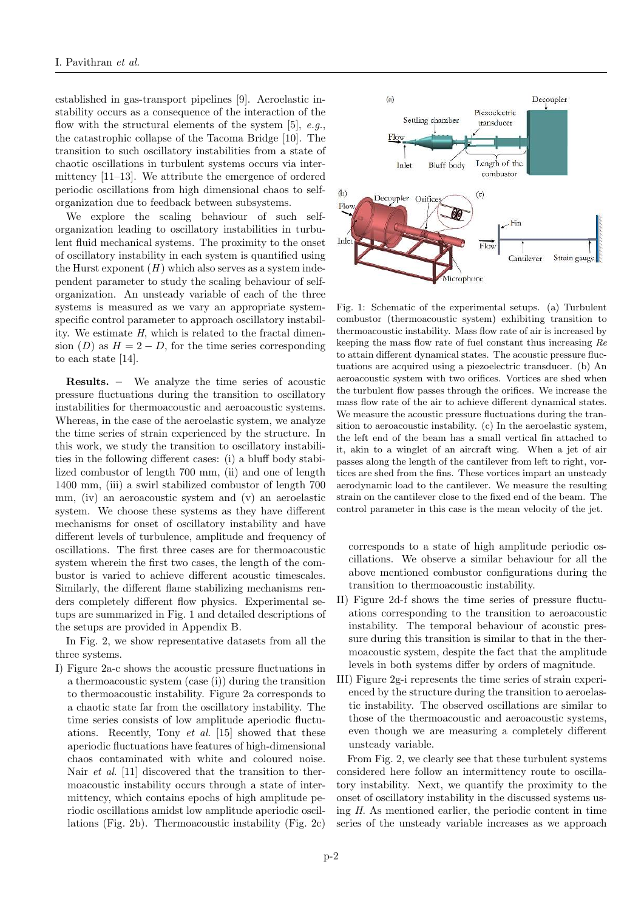established in gas-transport pipelines [9]. Aeroelastic instability occurs as a consequence of the interaction of the flow with the structural elements of the system [5], *e.g.*, the catastrophic collapse of the Tacoma Bridge [10]. The transition to such oscillatory instabilities from a state of chaotic oscillations in turbulent systems occurs via intermittency [11–13]. We attribute the emergence of ordered periodic oscillations from high dimensional chaos to self-organization due to feedback between subsystems.

We explore the scaling behaviour of such self-organization leading to oscillatory instabilities in turbulent fluid mechanical systems. The proximity to the onset of oscillatory instability in each system is quantified using the Hurst exponent ($H$) which also serves as a system independent parameter to study the scaling behaviour of self-organization. An unsteady variable of each of the three systems is measured as we vary an appropriate system-specific control parameter to approach oscillatory instability. We estimate $H$, which is related to the fractal dimension ($D$) as $H = 2 - D$, for the time series corresponding to each state [14].

**Results.** – We analyze the time series of acoustic pressure fluctuations during the transition to oscillatory instabilities for thermoacoustic and aeroacoustic systems. Whereas, in the case of the aeroelastic system, we analyze the time series of strain experienced by the structure. In this work, we study the transition to oscillatory instabilities in the following different cases: (i) a bluff body stabilized combustor of length 700 mm, (ii) and one of length 1400 mm, (iii) a swirl stabilized combustor of length 700 mm, (iv) an aeroacoustic system and (v) an aeroelastic system. We choose these systems as they have different mechanisms for onset of oscillatory instability and have different levels of turbulence, amplitude and frequency of oscillations. The first three cases are for thermoacoustic system wherein the first two cases, the length of the combustor is varied to achieve different acoustic timescales. Similarly, the different flame stabilizing mechanisms renders completely different flow physics. Experimental setups are summarized in Fig. 1 and detailed descriptions of the setups are provided in Appendix B.

In Fig. 2, we show representative datasets from all the three systems.

I) Figure 2a-c shows the acoustic pressure fluctuations in a thermoacoustic system (case (i)) during the transition to thermoacoustic instability. Figure 2a corresponds to a chaotic state far from the oscillatory instability. The time series consists of low amplitude aperiodic fluctuations. Recently, Tony *et al.* [15] showed that these aperiodic fluctuations have features of high-dimensional chaos contaminated with white and coloured noise. Nair *et al.* [11] discovered that the transition to thermoacoustic instability occurs through a state of intermittency, which contains epochs of high amplitude periodic oscillations amidst low amplitude aperiodic oscillations (Fig. 2b). Thermoacoustic instability (Fig. 2c) corresponds to a state of high amplitude periodic oscillations. We observe a similar behaviour for all the above mentioned combustor configurations during the transition to thermoacoustic instability.

II) Figure 2d-f shows the time series of pressure fluctuations corresponding to the transition to aeroacoustic instability. The temporal behaviour of acoustic pressure during this transition is similar to that in the thermoacoustic system, despite the fact that the amplitude levels in both systems differ by orders of magnitude.

III) Figure 2g-i represents the time series of strain experienced by the structure during the transition to aeroelastic instability. The observed oscillations are similar to those of the thermoacoustic and aeroacoustic systems, even though we are measuring a completely different unsteady variable.

(a)
Decoupler
Piezoelectric transducer
Settling chamber
Flow
Inlet
Bluff body
Length of the combustor
(b)
Decoupler
Orifices
Flow
Inlet
Microphone
(c)
Fin
Flow
Cantilever
Strain gauge

Fig. 1: Schematic of the experimental setups. (a) Turbulent combustor (thermoacoustic system) exhibiting transition to thermoacoustic instability. Mass flow rate of air is increased by keeping the mass flow rate of fuel constant thus increasing $Re$ to attain different dynamical states. The acoustic pressure fluctuations are acquired using a piezoelectric transducer. (b) An aeroacoustic system with two orifices. Vortices are shed when the turbulent flow passes through the orifices. We increase the mass flow rate of the air to achieve different dynamical states. We measure the acoustic pressure fluctuations during the transition to aeroacoustic instability. (c) In the aeroelastic system, the left end of the beam has a small vertical fin attached to it, akin to a winglet of an aircraft wing. When a jet of air passes along the length of the cantilever from left to right, vortices are shed from the fins. These vortices impart an unsteady aerodynamic load to the cantilever. We measure the resulting strain on the cantilever close to the fixed end of the beam. The control parameter in this case is the mean velocity of the jet.

From Fig. 2, we clearly see that these turbulent systems considered here follow an intermittency route to oscillatory instability. Next, we quantify the proximity to the onset of oscillatory instability in the discussed systems using $H$. As mentioned earlier, the periodic content in time series of the unsteady variable increases as we approach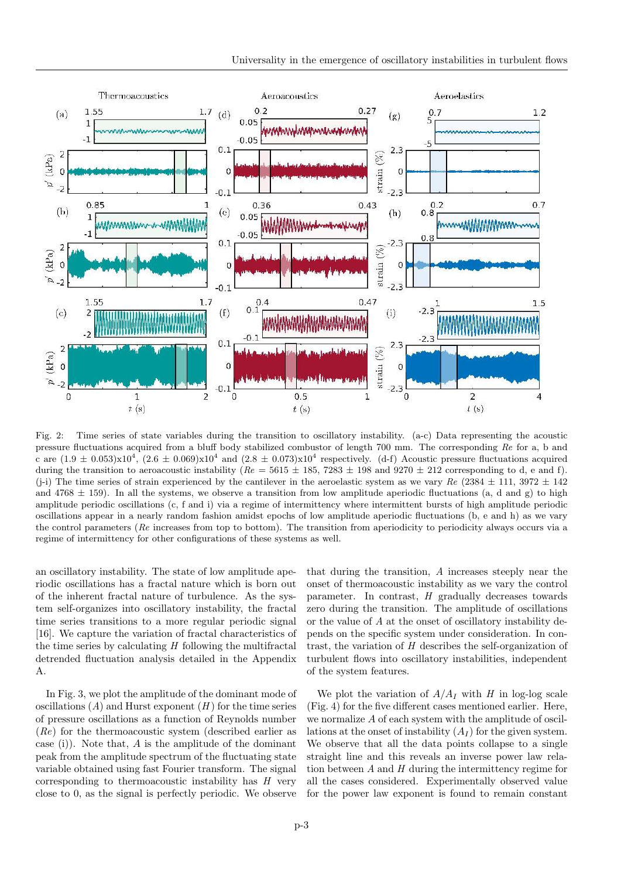Thermoacoustics

Aeroacoustics

Aeroelastics

(a) 1.55 1.7 1 -1 2 0 -2 $p'$ (kPa)

(d) 0.2 0.27 0.05 -0.05 0.1 0 -0.1

(g) 0.7 1.2 5 -5 2.3 0 -2.3 strain (%)

(b) 0.85 1 1 -1 2 0 -2 $p'$ (kPa)

(e) 0.36 0.43 0.05 -0.05 0.1 0 -0.1

(h) 0.2 0.7 0.8 -0.8 2.3 0 -2.3 strain (%)

(c) 1.55 1.7 2 -2 2 0 -2 $p'$ (kPa) 0 1 2 $t$ (s)

(f) 0.4 0.47 0.1 -0.1 0.1 0 -0.1 0 0.5 1 $t$ (s)

(i) 1 1.5 2.3 -2.3 2.3 0 -2.3 strain (%) 0 2 4 $t$ (s)

Fig. 2: Time series of state variables during the transition to oscillatory instability. (a-c) Data representing the acoustic pressure fluctuations acquired from a bluff body stabilized combustor of length 700 mm. The corresponding $Re$ for a, b and c are $(1.9 \pm 0.053)\text{x}10^4$, $(2.6 \pm 0.069)\text{x}10^4$ and $(2.8 \pm 0.073)\text{x}10^4$ respectively. (d-f) Acoustic pressure fluctuations acquired during the transition to aeroacoustic instability ($Re$ = 5615 $\pm$ 185, 7283 $\pm$ 198 and 9270 $\pm$ 212 corresponding to d, e and f). (j-i) The time series of strain experienced by the cantilever in the aeroelastic system as we vary $Re$ (2384 $\pm$ 111, 3972 $\pm$ 142 and 4768 $\pm$ 159). In all the systems, we observe a transition from low amplitude aperiodic fluctuations (a, d and g) to high amplitude periodic oscillations (c, f and i) via a regime of intermittency where intermittent bursts of high amplitude periodic oscillations appear in a nearly random fashion amidst epochs of low amplitude aperiodic fluctuations (b, e and h) as we vary the control parameters ($Re$ increases from top to bottom). The transition from aperiodicity to periodicity always occurs via a regime of intermittency for other configurations of these systems as well.

an oscillatory instability. The state of low amplitude aperiodic oscillations has a fractal nature which is born out of the inherent fractal nature of turbulence. As the system self-organizes into oscillatory instability, the fractal time series transitions to a more regular periodic signal [16]. We capture the variation of fractal characteristics of the time series by calculating $H$ following the multifractal detrended fluctuation analysis detailed in the Appendix A.

In Fig. 3, we plot the amplitude of the dominant mode of oscillations ($A$) and Hurst exponent ($H$) for the time series of pressure oscillations as a function of Reynolds number ($Re$) for the thermoacoustic system (described earlier as case (i)). Note that, $A$ is the amplitude of the dominant peak from the amplitude spectrum of the fluctuating state variable obtained using fast Fourier transform. The signal corresponding to thermoacoustic instability has $H$ very close to 0, as the signal is perfectly periodic. We observe that during the transition, $A$ increases steeply near the onset of thermoacoustic instability as we vary the control parameter. In contrast, $H$ gradually decreases towards zero during the transition. The amplitude of oscillations or the value of $A$ at the onset of oscillatory instability depends on the specific system under consideration. In contrast, the variation of $H$ describes the self-organization of turbulent flows into oscillatory instabilities, independent of the system features.

We plot the variation of $A/A_I$ with $H$ in log-log scale (Fig. 4) for the five different cases mentioned earlier. Here, we normalize $A$ of each system with the amplitude of oscillations at the onset of instability ($A_I$) for the given system. We observe that all the data points collapse to a single straight line and this reveals an inverse power law relation between $A$ and $H$ during the intermittency regime for all the cases considered. Experimentally observed value for the power law exponent is found to remain constant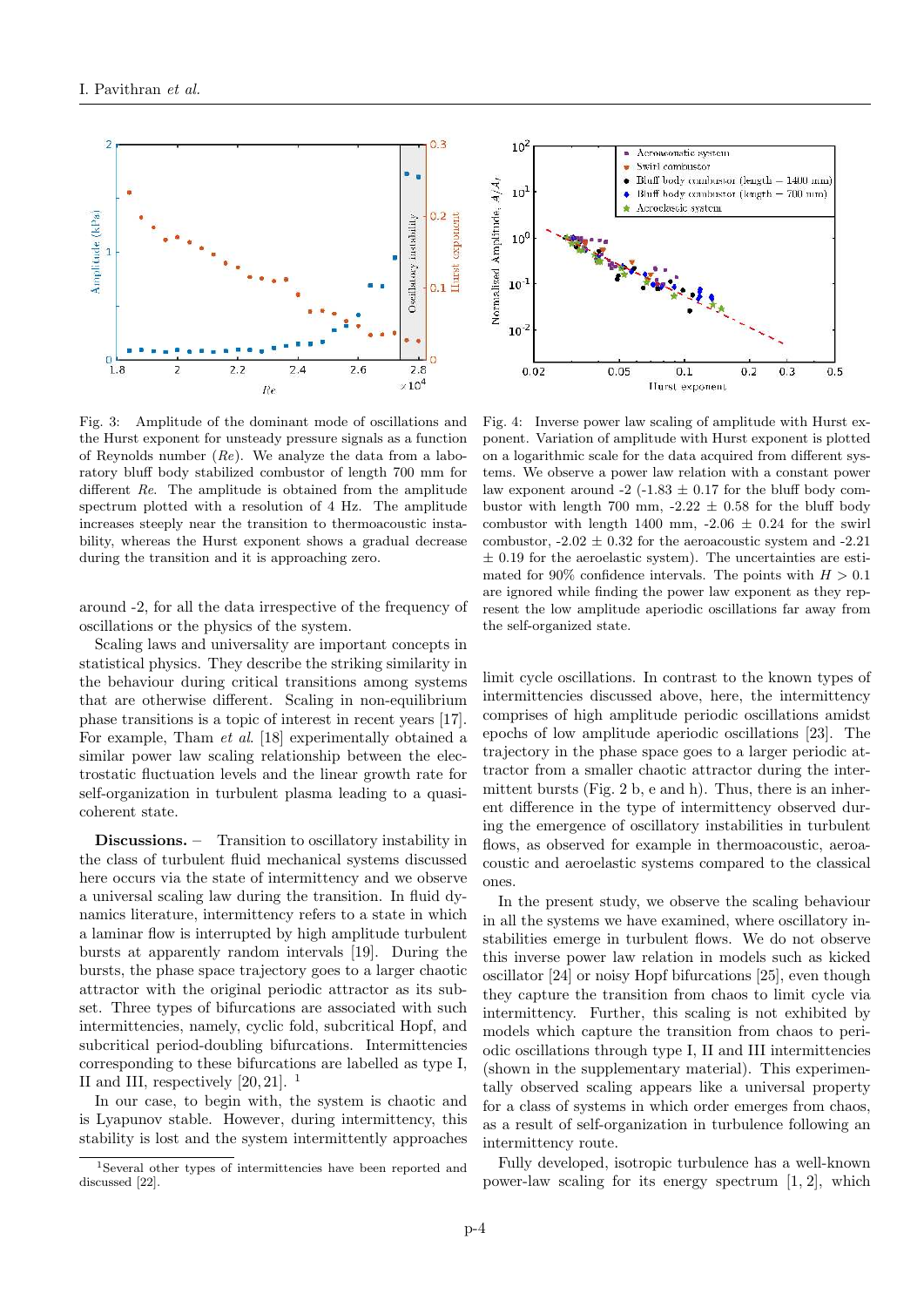Amplitude (kPa)

Hurst exponent

Oscillatory instability

2

1

0

0.3

0.2

0.1

0

1.8 2 2.2 2.4 2.6 2.8

$Re$ $\times 10^4$

Fig. 3: Amplitude of the dominant mode of oscillations and the Hurst exponent for unsteady pressure signals as a function of Reynolds number ($Re$). We analyze the data from a laboratory bluff body stabilized combustor of length 700 mm for different $Re$. The amplitude is obtained from the amplitude spectrum plotted with a resolution of 4 Hz. The amplitude increases steeply near the transition to thermoacoustic instability, whereas the Hurst exponent shows a gradual decrease during the transition and it is approaching zero.

Normalized Amplitude, $A/A_f$

Hurst exponent

$10^2$ $10^1$ $10^0$ $10^{-1}$ $10^{-2}$

0.02 0.05 0.1 0.2 0.3 0.5

Aeroacoustic system

Swirl combustor

Bluff body combustor (length = 1400 mm)

Bluff body combustor (length = 700 mm)

Aeroelastic system

Fig. 4: Inverse power law scaling of amplitude with Hurst exponent. Variation of amplitude with Hurst exponent is plotted on a logarithmic scale for the data acquired from different systems. We observe a power law relation with a constant power law exponent around -2 (-1.83 ± 0.17 for the bluff body combustor with length 700 mm, -2.22 ± 0.58 for the bluff body combustor with length 1400 mm, -2.06 ± 0.24 for the swirl combustor, -2.02 ± 0.32 for the aeroacoustic system and -2.21 ± 0.19 for the aeroelastic system). The uncertainties are estimated for 90% confidence intervals. The points with $H > 0.1$ are ignored while finding the power law exponent as they represent the low amplitude aperiodic oscillations far away from the self-organized state.

around -2, for all the data irrespective of the frequency of oscillations or the physics of the system.

Scaling laws and universality are important concepts in statistical physics. They describe the striking similarity in the behaviour during critical transitions among systems that are otherwise different. Scaling in non-equilibrium phase transitions is a topic of interest in recent years [17]. For example, Tham *et al.* [18] experimentally obtained a similar power law scaling relationship between the electrostatic fluctuation levels and the linear growth rate for self-organization in turbulent plasma leading to a quasi-coherent state.

**Discussions.** – Transition to oscillatory instability in the class of turbulent fluid mechanical systems discussed here occurs via the state of intermittency and we observe a universal scaling law during the transition. In fluid dynamics literature, intermittency refers to a state in which a laminar flow is interrupted by high amplitude turbulent bursts at apparently random intervals [19]. During the bursts, the phase space trajectory goes to a larger chaotic attractor with the original periodic attractor as its subset. Three types of bifurcations are associated with such intermittencies, namely, cyclic fold, subcritical Hopf, and subcritical period-doubling bifurcations. Intermittencies corresponding to these bifurcations are labelled as type I, II and III, respectively [20,21]. [1]

In our case, to begin with, the system is chaotic and is Lyapunov stable. However, during intermittency, this stability is lost and the system intermittently approaches limit cycle oscillations. In contrast to the known types of intermittencies discussed above, here, the intermittency comprises of high amplitude periodic oscillations amidst epochs of low amplitude aperiodic oscillations [23]. The trajectory in the phase space goes to a larger periodic attractor from a smaller chaotic attractor during the intermittent bursts (Fig. 2 b, e and h). Thus, there is an inherent difference in the type of intermittency observed during the emergence of oscillatory instabilities in turbulent flows, as observed for example in thermoacoustic, aeroacoustic and aeroelastic systems compared to the classical ones.

In the present study, we observe the scaling behaviour in all the systems we have examined, where oscillatory instabilities emerge in turbulent flows. We do not observe this inverse power law relation in models such as kicked oscillator [24] or noisy Hopf bifurcations [25], even though they capture the transition from chaos to limit cycle via intermittency. Further, this scaling is not exhibited by models which capture the transition from chaos to periodic oscillations through type I, II and III intermittencies (shown in the supplementary material). This experimentally observed scaling appears like a universal property for a class of systems in which order emerges from chaos, as a result of self-organization in turbulence following an intermittency route.

Fully developed, isotropic turbulence has a well-known power-law scaling for its energy spectrum [1,2], which

[1] Several other types of intermittencies have been reported and discussed [22].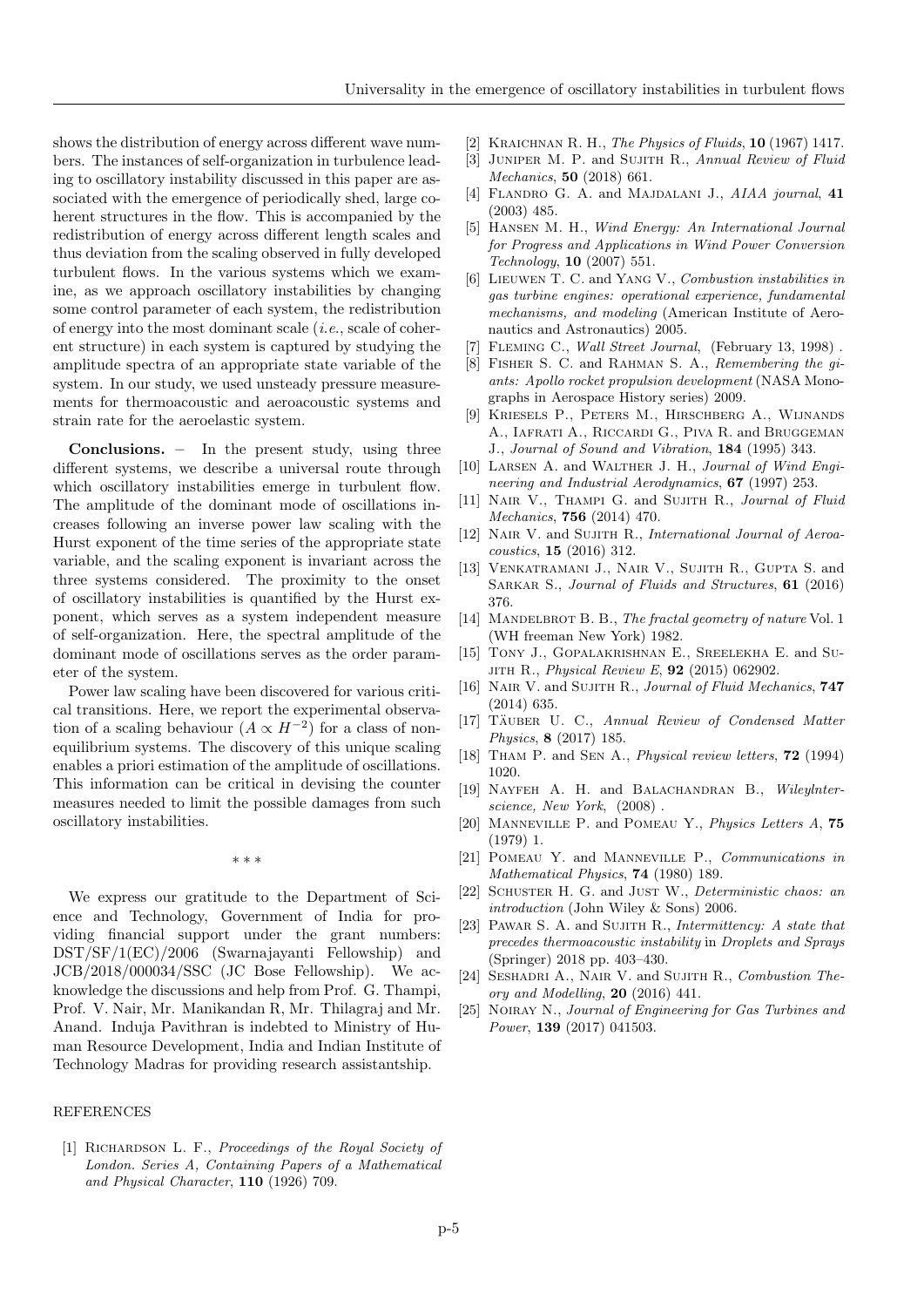shows the distribution of energy across different wave numbers. The instances of self-organization in turbulence leading to oscillatory instability discussed in this paper are associated with the emergence of periodically shed, large coherent structures in the flow. This is accompanied by the redistribution of energy across different length scales and thus deviation from the scaling observed in fully developed turbulent flows. In the various systems which we examine, as we approach oscillatory instabilities by changing some control parameter of each system, the redistribution of energy into the most dominant scale (*i.e.*, scale of coherent structure) in each system is captured by studying the amplitude spectra of an appropriate state variable of the system. In our study, we used unsteady pressure measurements for thermoacoustic and aeroacoustic systems and strain rate for the aeroelastic system.

**Conclusions.** – In the present study, using three different systems, we describe a universal route through which oscillatory instabilities emerge in turbulent flow. The amplitude of the dominant mode of oscillations increases following an inverse power law scaling with the Hurst exponent of the time series of the appropriate state variable, and the scaling exponent is invariant across the three systems considered. The proximity to the onset of oscillatory instabilities is quantified by the Hurst exponent, which serves as a system independent measure of self-organization. Here, the spectral amplitude of the dominant mode of oscillations serves as the order parameter of the system.

Power law scaling have been discovered for various critical transitions. Here, we report the experimental observation of a scaling behaviour ($A \propto H^{-2}$) for a class of non-equilibrium systems. The discovery of this unique scaling enables a priori estimation of the amplitude of oscillations. This information can be critical in devising the counter measures needed to limit the possible damages from such oscillatory instabilities.

\* \* \*

We express our gratitude to the Department of Science and Technology, Government of India for providing financial support under the grant numbers: DST/SF/1(EC)/2006 (Swarnajayanti Fellowship) and JCB/2018/000034/SSC (JC Bose Fellowship). We acknowledge the discussions and help from Prof. G. Thampi, Prof. V. Nair, Mr. Manikandan R, Mr. Thilagraj and Mr. Anand. Induja Pavithran is indebted to Ministry of Human Resource Development, India and Indian Institute of Technology Madras for providing research assistantship.

REFERENCES

[1] Richardson L. F., *Proceedings of the Royal Society of London. Series A, Containing Papers of a Mathematical and Physical Character*, **110** (1926) 709.

[2] Kraichnan R. H., *The Physics of Fluids*, **10** (1967) 1417.

[3] Juniper M. P. and Sujith R., *Annual Review of Fluid Mechanics*, **50** (2018) 661.

[4] Flandro G. A. and Majdalani J., *AIAA journal*, **41** (2003) 485.

[5] Hansen M. H., *Wind Energy: An International Journal for Progress and Applications in Wind Power Conversion Technology*, **10** (2007) 551.

[6] Lieuwen T. C. and Yang V., *Combustion instabilities in gas turbine engines: operational experience, fundamental mechanisms, and modeling* (American Institute of Aeronautics and Astronautics) 2005.

[7] Fleming C., *Wall Street Journal*, (February 13, 1998) .

[8] Fisher S. C. and Rahman S. A., *Remembering the giants: Apollo rocket propulsion development* (NASA Monographs in Aerospace History series) 2009.

[9] Kriesels P., Peters M., Hirschberg A., Wijnands A., Iafrati A., Riccardi G., Piva R. and Bruggeman J., *Journal of Sound and Vibration*, **184** (1995) 343.

[10] Larsen A. and Walther J. H., *Journal of Wind Engineering and Industrial Aerodynamics*, **67** (1997) 253.

[11] Nair V., Thampi G. and Sujith R., *Journal of Fluid Mechanics*, **756** (2014) 470.

[12] Nair V. and Sujith R., *International Journal of Aeroacoustics*, **15** (2016) 312.

[13] Venkatramani J., Nair V., Sujith R., Gupta S. and Sarkar S., *Journal of Fluids and Structures*, **61** (2016) 376.

[14] Mandelbrot B. B., *The fractal geometry of nature* Vol. 1 (WH freeman New York) 1982.

[15] Tony J., Gopalakrishnan E., Sreelekha E. and Sujith R., *Physical Review E*, **92** (2015) 062902.

[16] Nair V. and Sujith R., *Journal of Fluid Mechanics*, **747** (2014) 635.

[17] Täuber U. C., *Annual Review of Condensed Matter Physics*, **8** (2017) 185.

[18] Tham P. and Sen A., *Physical review letters*, **72** (1994) 1020.

[19] Nayfeh A. H. and Balachandran B., *WileyInterscience, New York*, (2008) .

[20] Manneville P. and Pomeau Y., *Physics Letters A*, **75** (1979) 1.

[21] Pomeau Y. and Manneville P., *Communications in Mathematical Physics*, **74** (1980) 189.

[22] Schuster H. G. and Just W., *Deterministic chaos: an introduction* (John Wiley & Sons) 2006.

[23] Pawar S. A. and Sujith R., *Intermittency: A state that precedes thermoacoustic instability* in *Droplets and Sprays* (Springer) 2018 pp. 403–430.

[24] Seshadri A., Nair V. and Sujith R., *Combustion Theory and Modelling*, **20** (2016) 441.

[25] Noiray N., *Journal of Engineering for Gas Turbines and Power*, **139** (2017) 041503.